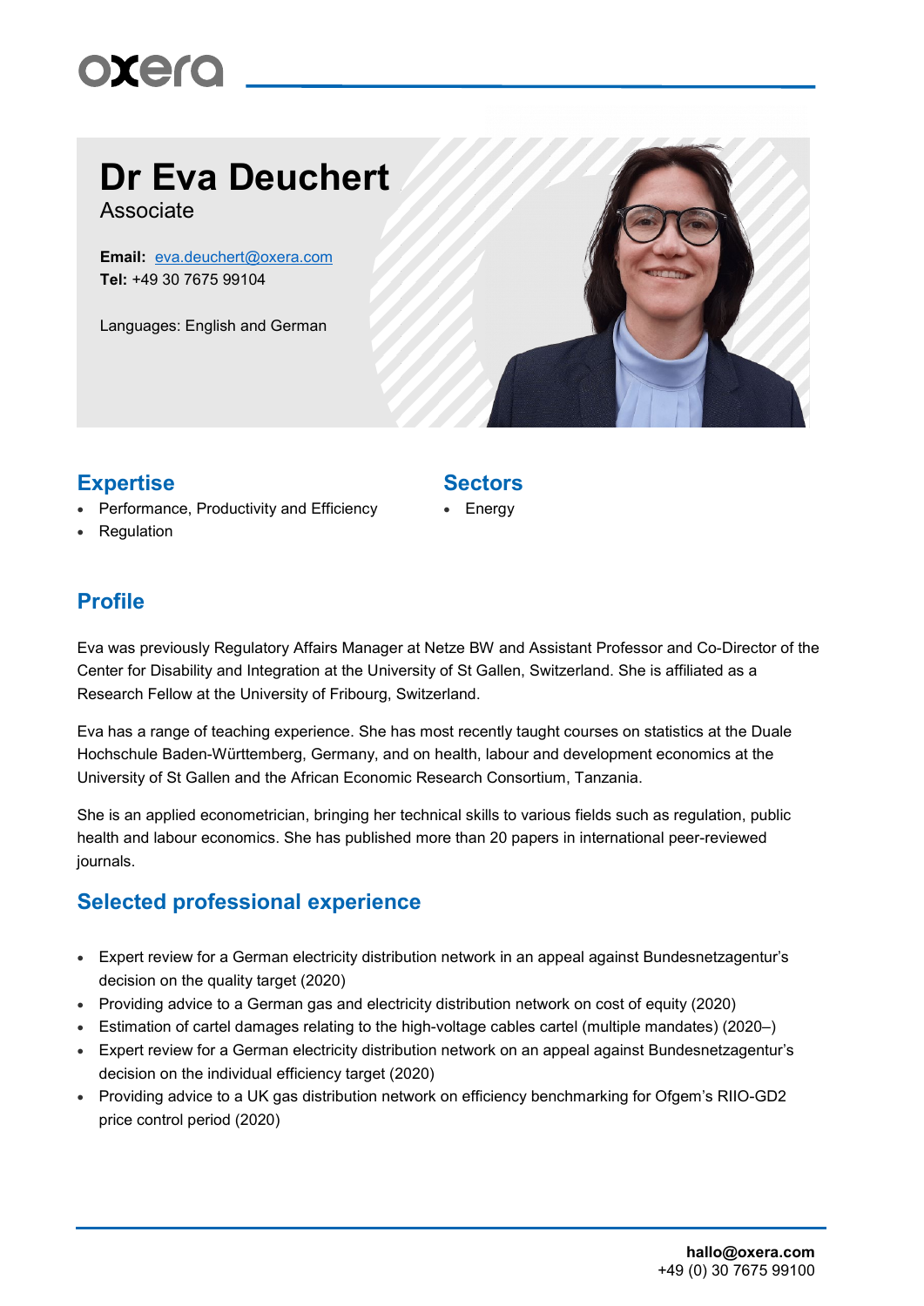# Dr Eva Deuchert

Associate

**Email:** eva.deuchert@oxera.com
**Tel:** +49 30 7675 99104

Languages: English and German

## Expertise

- Performance, Productivity and Efficiency
- Regulation

## Sectors

- Energy

## Profile

Eva was previously Regulatory Affairs Manager at Netze BW and Assistant Professor and Co-Director of the Center for Disability and Integration at the University of St Gallen, Switzerland. She is affiliated as a Research Fellow at the University of Fribourg, Switzerland.

Eva has a range of teaching experience. She has most recently taught courses on statistics at the Duale Hochschule Baden-Württemberg, Germany, and on health, labour and development economics at the University of St Gallen and the African Economic Research Consortium, Tanzania.

She is an applied econometrician, bringing her technical skills to various fields such as regulation, public health and labour economics. She has published more than 20 papers in international peer-reviewed journals.

## Selected professional experience

- Expert review for a German electricity distribution network in an appeal against Bundesnetzagentur's decision on the quality target (2020)
- Providing advice to a German gas and electricity distribution network on cost of equity (2020)
- Estimation of cartel damages relating to the high-voltage cables cartel (multiple mandates) (2020–)
- Expert review for a German electricity distribution network on an appeal against Bundesnetzagentur's decision on the individual efficiency target (2020)
- Providing advice to a UK gas distribution network on efficiency benchmarking for Ofgem's RIIO-GD2 price control period (2020)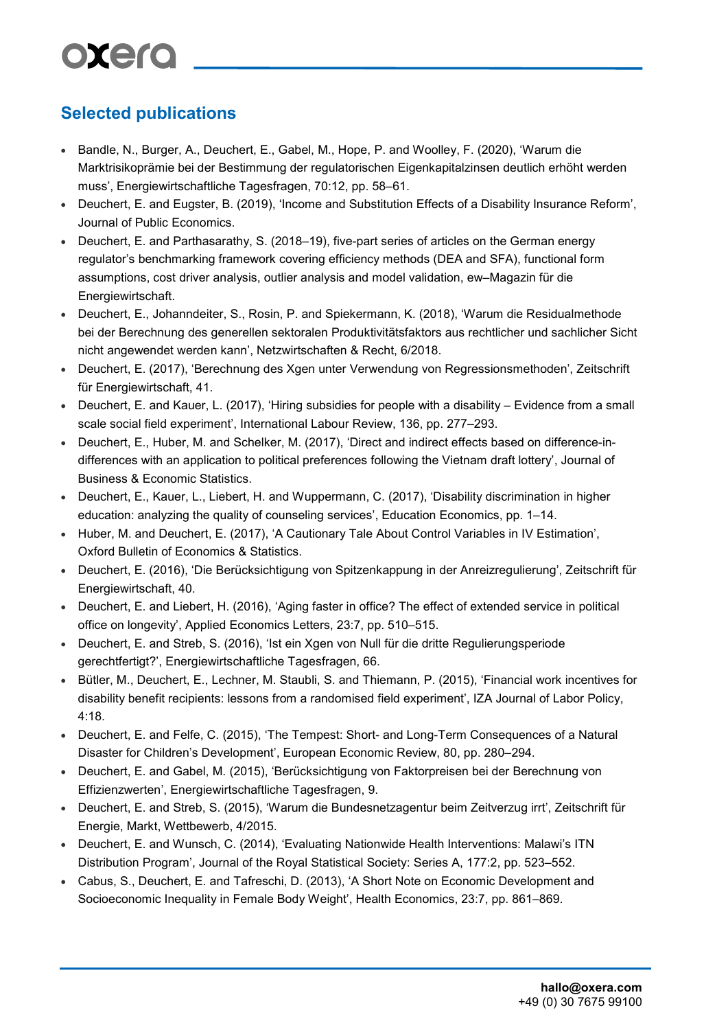## Selected publications

- Bandle, N., Burger, A., Deuchert, E., Gabel, M., Hope, P. and Woolley, F. (2020), 'Warum die Marktrisikoprämie bei der Bestimmung der regulatorischen Eigenkapitalzinsen deutlich erhöht werden muss', Energiewirtschaftliche Tagesfragen, 70:12, pp. 58–61.
- Deuchert, E. and Eugster, B. (2019), 'Income and Substitution Effects of a Disability Insurance Reform', Journal of Public Economics.
- Deuchert, E. and Parthasarathy, S. (2018–19), five-part series of articles on the German energy regulator's benchmarking framework covering efficiency methods (DEA and SFA), functional form assumptions, cost driver analysis, outlier analysis and model validation, ew–Magazin für die Energiewirtschaft.
- Deuchert, E., Johanndeiter, S., Rosin, P. and Spiekermann, K. (2018), 'Warum die Residualmethode bei der Berechnung des generellen sektoralen Produktivitätsfaktors aus rechtlicher und sachlicher Sicht nicht angewendet werden kann', Netzwirtschaften & Recht, 6/2018.
- Deuchert, E. (2017), 'Berechnung des Xgen unter Verwendung von Regressionsmethoden', Zeitschrift für Energiewirtschaft, 41.
- Deuchert, E. and Kauer, L. (2017), 'Hiring subsidies for people with a disability – Evidence from a small scale social field experiment', International Labour Review, 136, pp. 277–293.
- Deuchert, E., Huber, M. and Schelker, M. (2017), 'Direct and indirect effects based on difference-in-differences with an application to political preferences following the Vietnam draft lottery', Journal of Business & Economic Statistics.
- Deuchert, E., Kauer, L., Liebert, H. and Wuppermann, C. (2017), 'Disability discrimination in higher education: analyzing the quality of counseling services', Education Economics, pp. 1–14.
- Huber, M. and Deuchert, E. (2017), 'A Cautionary Tale About Control Variables in IV Estimation', Oxford Bulletin of Economics & Statistics.
- Deuchert, E. (2016), 'Die Berücksichtigung von Spitzenkappung in der Anreizregulierung', Zeitschrift für Energiewirtschaft, 40.
- Deuchert, E. and Liebert, H. (2016), 'Aging faster in office? The effect of extended service in political office on longevity', Applied Economics Letters, 23:7, pp. 510–515.
- Deuchert, E. and Streb, S. (2016), 'Ist ein Xgen von Null für die dritte Regulierungsperiode gerechtfertigt?', Energiewirtschaftliche Tagesfragen, 66.
- Bütler, M., Deuchert, E., Lechner, M. Staubli, S. and Thiemann, P. (2015), 'Financial work incentives for disability benefit recipients: lessons from a randomised field experiment', IZA Journal of Labor Policy, 4:18.
- Deuchert, E. and Felfe, C. (2015), 'The Tempest: Short- and Long-Term Consequences of a Natural Disaster for Children's Development', European Economic Review, 80, pp. 280–294.
- Deuchert, E. and Gabel, M. (2015), 'Berücksichtigung von Faktorpreisen bei der Berechnung von Effizienzwerten', Energiewirtschaftliche Tagesfragen, 9.
- Deuchert, E. and Streb, S. (2015), 'Warum die Bundesnetzagentur beim Zeitverzug irrt', Zeitschrift für Energie, Markt, Wettbewerb, 4/2015.
- Deuchert, E. and Wunsch, C. (2014), 'Evaluating Nationwide Health Interventions: Malawi's ITN Distribution Program', Journal of the Royal Statistical Society: Series A, 177:2, pp. 523–552.
- Cabus, S., Deuchert, E. and Tafreschi, D. (2013), 'A Short Note on Economic Development and Socioeconomic Inequality in Female Body Weight', Health Economics, 23:7, pp. 861–869.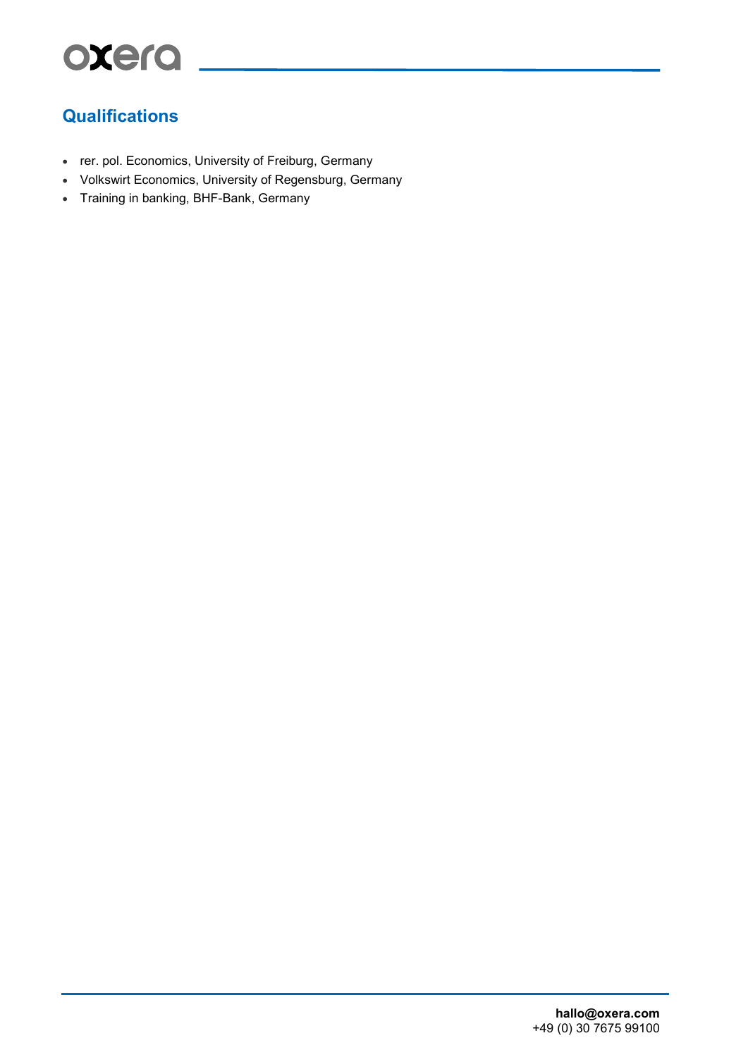## Qualifications

- rer. pol. Economics, University of Freiburg, Germany
- Volkswirt Economics, University of Regensburg, Germany
- Training in banking, BHF-Bank, Germany

**hallo@oxera.com**
+49 (0) 30 7675 99100